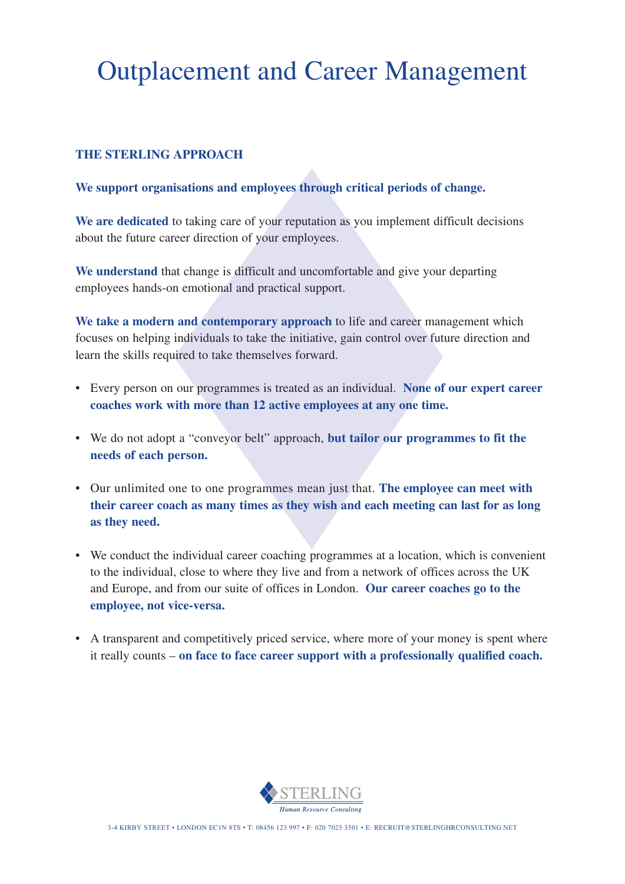# Outplacement and Career Management

## THE STERLING APPROACH

**We support organisations and employees through critical periods of change.**

**We are dedicated** to taking care of your reputation as you implement difficult decisions about the future career direction of your employees.

**We understand** that change is difficult and uncomfortable and give your departing employees hands-on emotional and practical support.

**We take a modern and contemporary approach** to life and career management which focuses on helping individuals to take the initiative, gain control over future direction and learn the skills required to take themselves forward.

- Every person on our programmes is treated as an individual. **None of our expert career coaches work with more than 12 active employees at any one time.**
- We do not adopt a "conveyor belt" approach, **but tailor our programmes to fit the needs of each person.**
- Our unlimited one to one programmes mean just that. **The employee can meet with their career coach as many times as they wish and each meeting can last for as long as they need.**
- We conduct the individual career coaching programmes at a location, which is convenient to the individual, close to where they live and from a network of offices across the UK and Europe, and from our suite of offices in London. **Our career coaches go to the employee, not vice-versa.**
- A transparent and competitively priced service, where more of your money is spent where it really counts – **on face to face career support with a professionally qualified coach.**

STERLING
*Human Resource Consulting*

3-4 KIRBY STREET • LONDON EC1N 8TS • T: 08456 123 997 • F: 020 7025 3501 • E: RECRUIT@STERLINGHRCONSULTING.NET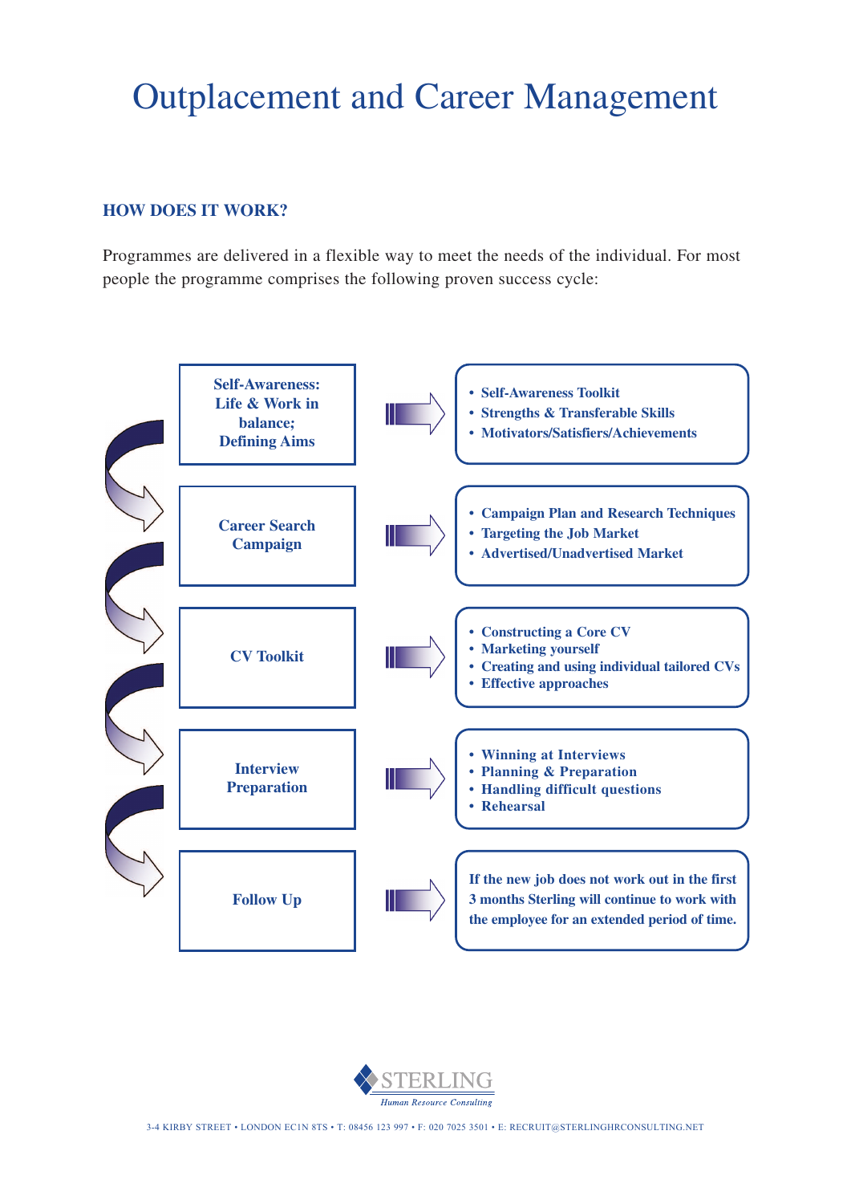# Outplacement and Career Management

## HOW DOES IT WORK?

Programmes are delivered in a flexible way to meet the needs of the individual. For most people the programme comprises the following proven success cycle:

**Self-Awareness: Life & Work in balance; Defining Aims**

- Self-Awareness Toolkit
- Strengths & Transferable Skills
- Motivators/Satisfiers/Achievements

**Career Search Campaign**

- Campaign Plan and Research Techniques
- Targeting the Job Market
- Advertised/Unadvertised Market

**CV Toolkit**

- Constructing a Core CV
- Marketing yourself
- Creating and using individual tailored CVs
- Effective approaches

**Interview Preparation**

- Winning at Interviews
- Planning & Preparation
- Handling difficult questions
- Rehearsal

**Follow Up**

If the new job does not work out in the first 3 months Sterling will continue to work with the employee for an extended period of time.

STERLING
*Human Resource Consulting*

3-4 KIRBY STREET • LONDON EC1N 8TS • T: 08456 123 997 • F: 020 7025 3501 • E: RECRUIT@STERLINGHRCONSULTING.NET